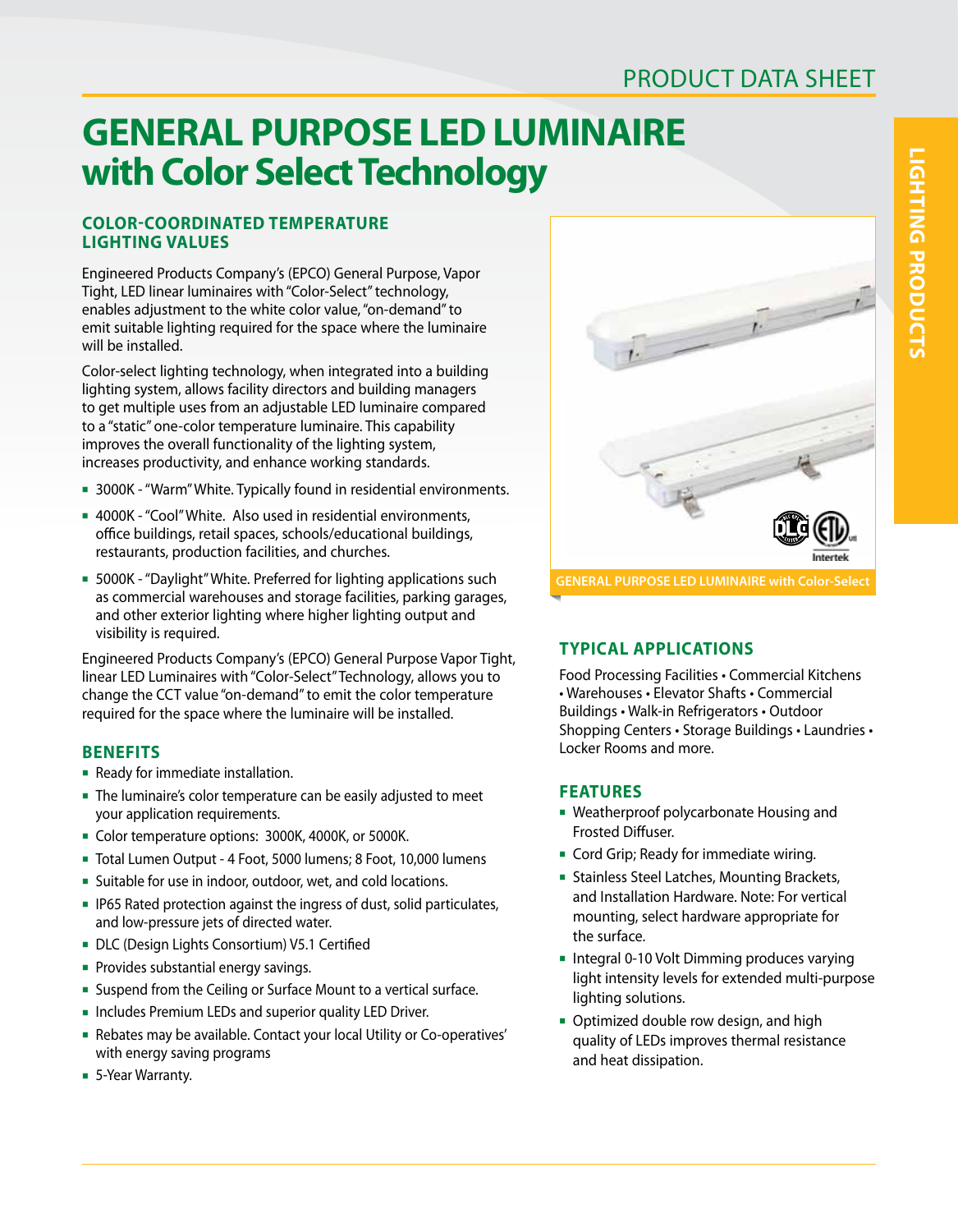PRODUCT DATA SHEET

# GENERAL PURPOSE LED LUMINAIRE with Color Select Technology

## COLOR-COORDINATED TEMPERATURE LIGHTING VALUES

Engineered Products Company's (EPCO) General Purpose, Vapor Tight, LED linear luminaires with "Color-Select" technology, enables adjustment to the white color value, "on-demand" to emit suitable lighting required for the space where the luminaire will be installed.

Color-select lighting technology, when integrated into a building lighting system, allows facility directors and building managers to get multiple uses from an adjustable LED luminaire compared to a "static" one-color temperature luminaire. This capability improves the overall functionality of the lighting system, increases productivity, and enhance working standards.

- 3000K - "Warm" White. Typically found in residential environments.
- 4000K - "Cool" White. Also used in residential environments, office buildings, retail spaces, schools/educational buildings, restaurants, production facilities, and churches.
- 5000K - "Daylight" White. Preferred for lighting applications such as commercial warehouses and storage facilities, parking garages, and other exterior lighting where higher lighting output and visibility is required.

Engineered Products Company's (EPCO) General Purpose Vapor Tight, linear LED Luminaires with "Color-Select" Technology, allows you to change the CCT value "on-demand" to emit the color temperature required for the space where the luminaire will be installed.

## BENEFITS

- Ready for immediate installation.
- The luminaire's color temperature can be easily adjusted to meet your application requirements.
- Color temperature options: 3000K, 4000K, or 5000K.
- Total Lumen Output - 4 Foot, 5000 lumens; 8 Foot, 10,000 lumens
- Suitable for use in indoor, outdoor, wet, and cold locations.
- IP65 Rated protection against the ingress of dust, solid particulates, and low-pressure jets of directed water.
- DLC (Design Lights Consortium) V5.1 Certified
- Provides substantial energy savings.
- Suspend from the Ceiling or Surface Mount to a vertical surface.
- Includes Premium LEDs and superior quality LED Driver.
- Rebates may be available. Contact your local Utility or Co-operatives' with energy saving programs
- 5-Year Warranty.

GENERAL PURPOSE LED LUMINAIRE with Color-Select

## TYPICAL APPLICATIONS

Food Processing Facilities • Commercial Kitchens • Warehouses • Elevator Shafts • Commercial Buildings • Walk-in Refrigerators • Outdoor Shopping Centers • Storage Buildings • Laundries • Locker Rooms and more.

## FEATURES

- Weatherproof polycarbonate Housing and Frosted Diffuser.
- Cord Grip; Ready for immediate wiring.
- Stainless Steel Latches, Mounting Brackets, and Installation Hardware. Note: For vertical mounting, select hardware appropriate for the surface.
- Integral 0-10 Volt Dimming produces varying light intensity levels for extended multi-purpose lighting solutions.
- Optimized double row design, and high quality of LEDs improves thermal resistance and heat dissipation.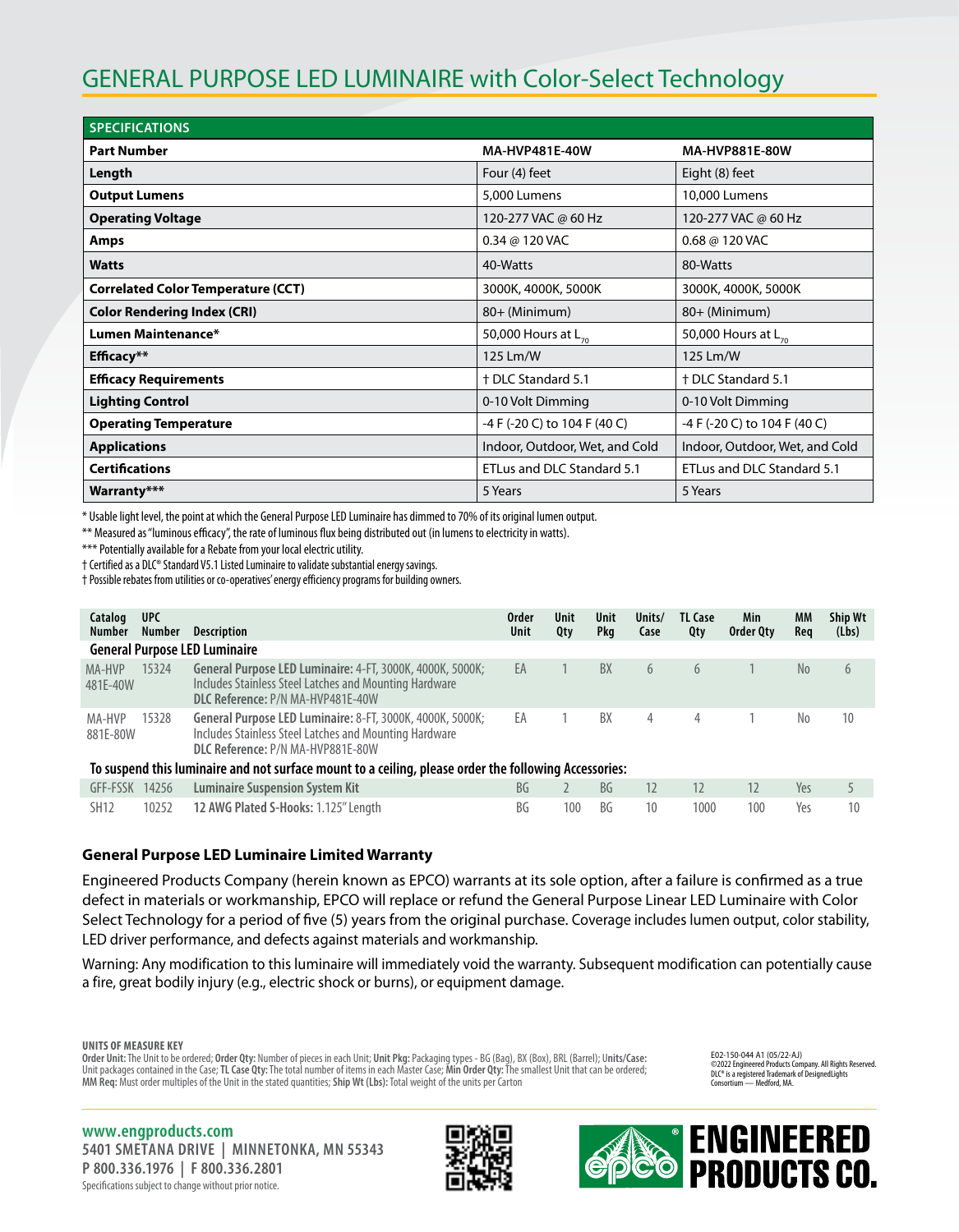# GENERAL PURPOSE LED LUMINAIRE with Color-Select Technology

| SPECIFICATIONS | | |
|---|---|---|
| **Part Number** | **MA-HVP481E-40W** | **MA-HVP881E-80W** |
| **Length** | Four (4) feet | Eight (8) feet |
| **Output Lumens** | 5,000 Lumens | 10,000 Lumens |
| **Operating Voltage** | 120-277 VAC @ 60 Hz | 120-277 VAC @ 60 Hz |
| **Amps** | 0.34 @ 120 VAC | 0.68 @ 120 VAC |
| **Watts** | 40-Watts | 80-Watts |
| **Correlated Color Temperature (CCT)** | 3000K, 4000K, 5000K | 3000K, 4000K, 5000K |
| **Color Rendering Index (CRI)** | 80+ (Minimum) | 80+ (Minimum) |
| **Lumen Maintenance*** | 50,000 Hours at $L_{70}$ | 50,000 Hours at $L_{70}$ |
| **Efficacy**** | 125 Lm/W | 125 Lm/W |
| **Efficacy Requirements** | † DLC Standard 5.1 | † DLC Standard 5.1 |
| **Lighting Control** | 0-10 Volt Dimming | 0-10 Volt Dimming |
| **Operating Temperature** | -4 F (-20 C) to 104 F (40 C) | -4 F (-20 C) to 104 F (40 C) |
| **Applications** | Indoor, Outdoor, Wet, and Cold | Indoor, Outdoor, Wet, and Cold |
| **Certifications** | ETLus and DLC Standard 5.1 | ETLus and DLC Standard 5.1 |
| **Warranty***** | 5 Years | 5 Years |

* Usable light level, the point at which the General Purpose LED Luminaire has dimmed to 70% of its original lumen output.

** Measured as "luminous efficacy", the rate of luminous flux being distributed out (in lumens to electricity in watts).

*** Potentially available for a Rebate from your local electric utility.

† Certified as a DLC® Standard V5.1 Listed Luminaire to validate substantial energy savings.

† Possible rebates from utilities or co-operatives' energy efficiency programs for building owners.

| Catalog Number | UPC Number | Description | Order Unit | Unit Qty | Unit Pkg | Units/ Case | TL Case Qty | Min Order Qty | MM Req | Ship Wt (Lbs) |
|---|---|---|---|---|---|---|---|---|---|---|
| | | **General Purpose LED Luminaire** | | | | | | | | |
| MA-HVP 481E-40W | 15324 | **General Purpose LED Luminaire:** 4-FT, 3000K, 4000K, 5000K; Includes Stainless Steel Latches and Mounting Hardware **DLC Reference:** P/N MA-HVP481E-40W | EA | 1 | BX | 6 | 6 | 1 | No | 6 |
| MA-HVP 881E-80W | 15328 | **General Purpose LED Luminaire:** 8-FT, 3000K, 4000K, 5000K; Includes Stainless Steel Latches and Mounting Hardware **DLC Reference:** P/N MA-HVP881E-80W | EA | 1 | BX | 4 | 4 | 1 | No | 10 |
| | | **To suspend this luminaire and not surface mount to a ceiling, please order the following Accessories:** | | | | | | | | |
| GFF-FSSK | 14256 | **Luminaire Suspension System Kit** | BG | 2 | BG | 12 | 12 | 12 | Yes | 5 |
| SH12 | 10252 | **12 AWG Plated S-Hooks:** 1.125" Length | BG | 100 | BG | 10 | 1000 | 100 | Yes | 10 |

## General Purpose LED Luminaire Limited Warranty

Engineered Products Company (herein known as EPCO) warrants at its sole option, after a failure is confirmed as a true defect in materials or workmanship, EPCO will replace or refund the General Purpose Linear LED Luminaire with Color Select Technology for a period of five (5) years from the original purchase. Coverage includes lumen output, color stability, LED driver performance, and defects against materials and workmanship.

Warning: Any modification to this luminaire will immediately void the warranty. Subsequent modification can potentially cause a fire, great bodily injury (e.g., electric shock or burns), or equipment damage.

**UNITS OF MEASURE KEY**

**Order Unit:** The Unit to be ordered; **Order Qty:** Number of pieces in each Unit; **Unit Pkg:** Packaging types - BG (Bag), BX (Box), BRL (Barrel); **Units/Case:** Unit packages contained in the Case; **TL Case Qty:** The total number of items in each Master Case; **Min Order Qty:** The smallest Unit that can be ordered; **MM Req:** Must order multiples of the Unit in the stated quantities; **Ship Wt (Lbs):** Total weight of the units per Carton

E02-150-044 A1 (05/22-AJ)
©2022 Engineered Products Company. All Rights Reserved.
DLC® is a registered Trademark of DesignedLights Consortium — Medford, MA.

**www.engproducts.com**
**5401 SMETANA DRIVE | MINNETONKA, MN 55343**
**P 800.336.1976 | F 800.336.2801**
Specifications subject to change without prior notice.

**ENGINEERED PRODUCTS CO.**